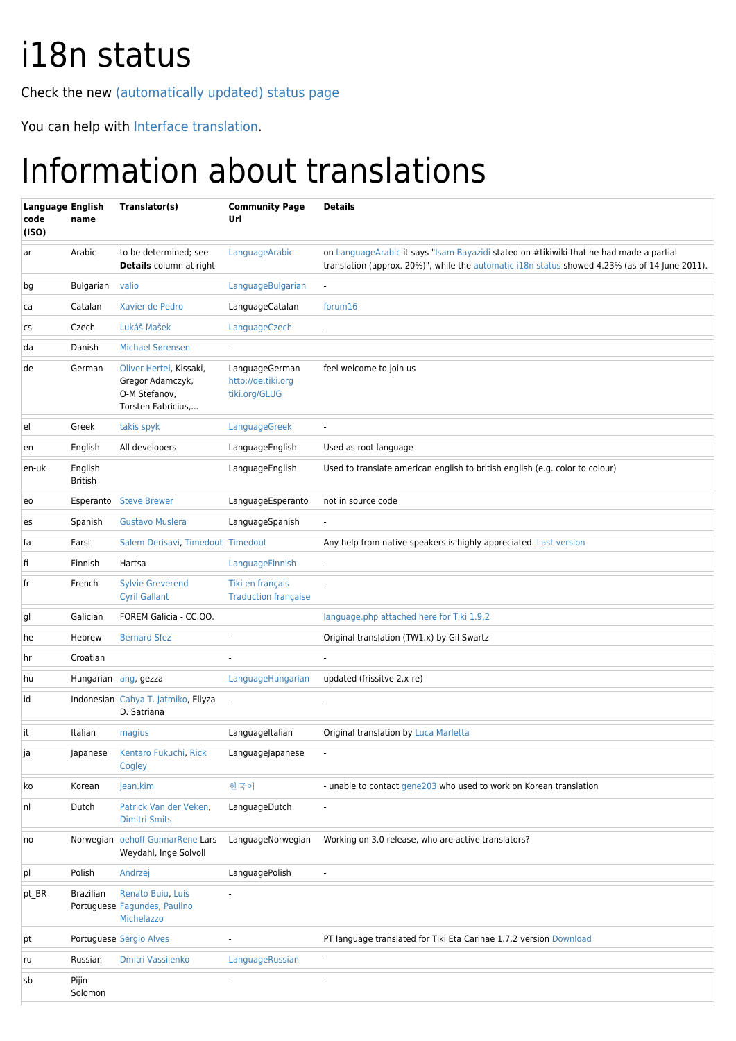# i18n status

Check the new (automatically updated) status page

You can help with Interface translation.

# Information about translations

| Language code (ISO) | English name | Translator(s) | Community Page Url | Details |
|---|---|---|---|---|
| ar | Arabic | to be determined; see **Details** column at right | LanguageArabic | on LanguageArabic it says "Isam Bayazidi stated on #tikiwiki that he had made a partial translation (approx. 20%)", while the automatic i18n status showed 4.23% (as of 14 June 2011). |
| bg | Bulgarian | valio | LanguageBulgarian | - |
| ca | Catalan | Xavier de Pedro | LanguageCatalan | forum16 |
| cs | Czech | Lukáš Mašek | LanguageCzech | - |
| da | Danish | Michael Sørensen | - | |
| de | German | Oliver Hertel, Kissaki, Gregor Adamczyk, O-M Stefanov, Torsten Fabricius,... | LanguageGerman http://de.tiki.org tiki.org/GLUG | feel welcome to join us |
| el | Greek | takis spyk | LanguageGreek | - |
| en | English | All developers | LanguageEnglish | Used as root language |
| en-uk | English British | | LanguageEnglish | Used to translate american english to british english (e.g. color to colour) |
| eo | Esperanto | Steve Brewer | LanguageEsperanto | not in source code |
| es | Spanish | Gustavo Muslera | LanguageSpanish | - |
| fa | Farsi | Salem Derisavi, Timedout | Timedout | Any help from native speakers is highly appreciated. Last version |
| fi | Finnish | Hartsa | LanguageFinnish | - |
| fr | French | Sylvie Greverend Cyril Gallant | Tiki en français Traduction française | - |
| gl | Galician | FOREM Galicia - CC.OO. | | language.php attached here for Tiki 1.9.2 |
| he | Hebrew | Bernard Sfez | - | Original translation (TW1.x) by Gil Swartz |
| hr | Croatian | | - | - |
| hu | Hungarian | ang, gezza | LanguageHungarian | updated (frissítve 2.x-re) |
| id | Indonesian | Cahya T. Jatmiko, Ellyza D. Satriana | - | - |
| it | Italian | magius | LanguageItalian | Original translation by Luca Marletta |
| ja | Japanese | Kentaro Fukuchi, Rick Cogley | LanguageJapanese | - |
| ko | Korean | jean.kim | 한국어 | - unable to contact gene203 who used to work on Korean translation |
| nl | Dutch | Patrick Van der Veken, Dimitri Smits | LanguageDutch | - |
| no | Norwegian | oehoff GunnarRene Lars Weydahl, Inge Solvoll | LanguageNorwegian | Working on 3.0 release, who are active translators? |
| pl | Polish | Andrzej | LanguagePolish | - |
| pt_BR | Brazilian Portuguese | Renato Buiu, Luis Fagundes, Paulino Michelazzo | - | |
| pt | Portuguese | Sérgio Alves | - | PT language translated for Tiki Eta Carinae 1.7.2 version Download |
| ru | Russian | Dmitri Vassilenko | LanguageRussian | - |
| sb | Pijin Solomon | | - | - |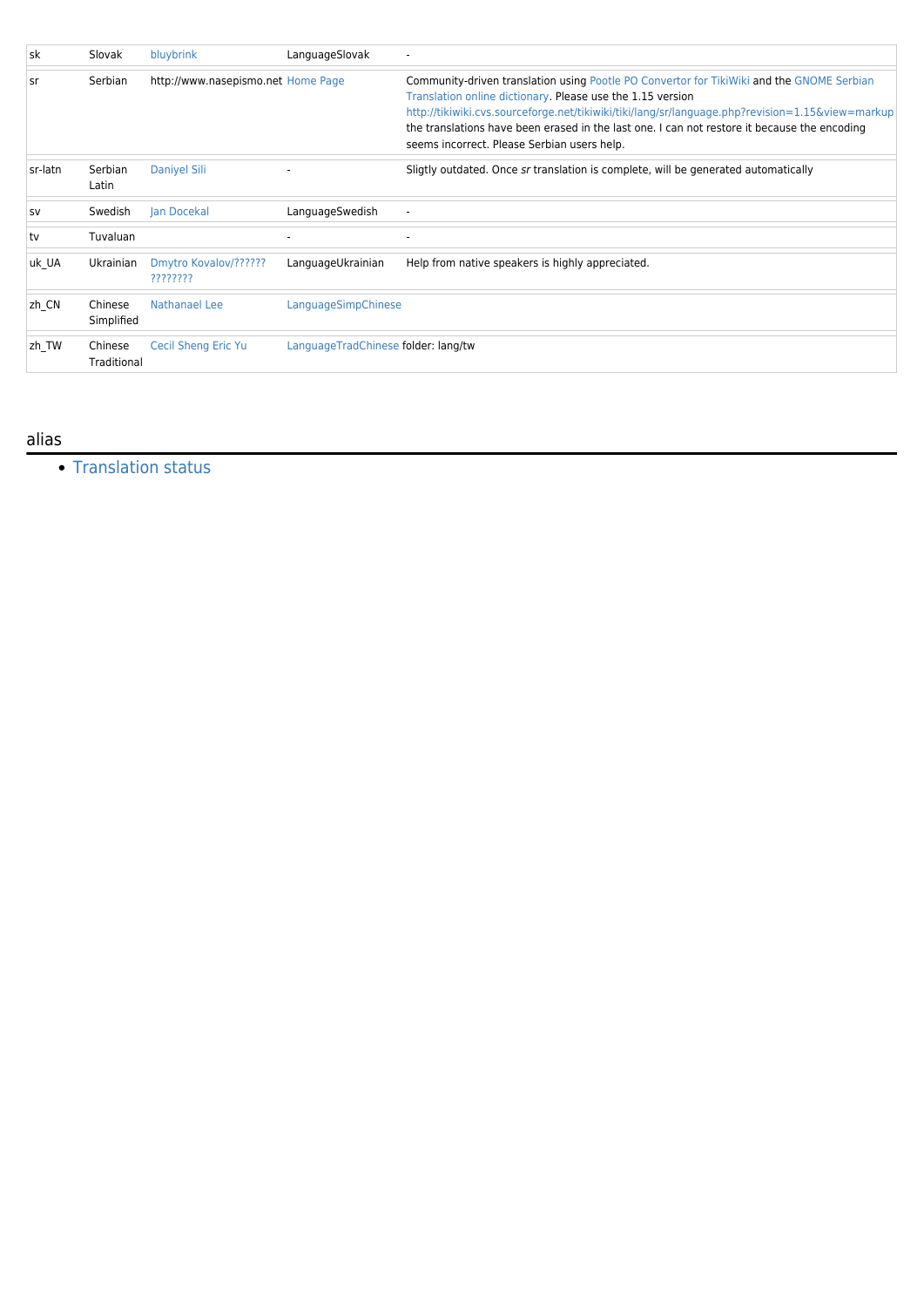| | | | | |
|---|---|---|---|---|
| sk | Slovak | bluybrink | LanguageSlovak | - |
| sr | Serbian | http://www.nasepismo.net | Home Page | Community-driven translation using Pootle PO Convertor for TikiWiki and the GNOME Serbian Translation online dictionary. Please use the 1.15 version http://tikiwiki.cvs.sourceforge.net/tikiwiki/tiki/lang/sr/language.php?revision=1.15&view=markup the translations have been erased in the last one. I can not restore it because the encoding seems incorrect. Please Serbian users help. |
| sr-latn | Serbian Latin | Daniyel Sili | - | Sligtly outdated. Once *sr* translation is complete, will be generated automatically |
| sv | Swedish | Jan Docekal | LanguageSwedish | - |
| tv | Tuvaluan | | - | - |
| uk_UA | Ukrainian | Dmytro Kovalov/?????? ???????? | LanguageUkrainian | Help from native speakers is highly appreciated. |
| zh_CN | Chinese Simplified | Nathanael Lee | LanguageSimpChinese | |
| zh_TW | Chinese Traditional | Cecil Sheng Eric Yu | LanguageTradChinese | folder: lang/tw |

## alias

- Translation status